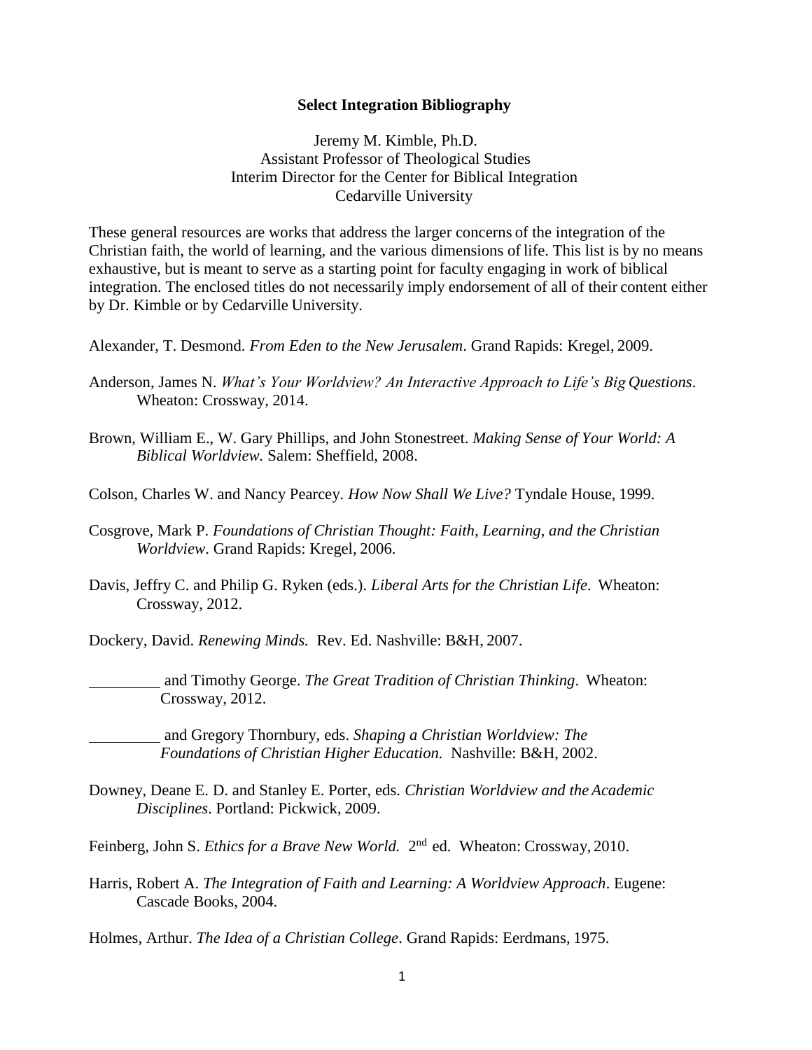**Select Integration Bibliography**

Jeremy M. Kimble, Ph.D.
Assistant Professor of Theological Studies
Interim Director for the Center for Biblical Integration
Cedarville University

These general resources are works that address the larger concerns of the integration of the Christian faith, the world of learning, and the various dimensions of life. This list is by no means exhaustive, but is meant to serve as a starting point for faculty engaging in work of biblical integration. The enclosed titles do not necessarily imply endorsement of all of their content either by Dr. Kimble or by Cedarville University.

Alexander, T. Desmond. *From Eden to the New Jerusalem*. Grand Rapids: Kregel, 2009.

Anderson, James N. *What's Your Worldview? An Interactive Approach to Life's Big Questions*. Wheaton: Crossway, 2014.

Brown, William E., W. Gary Phillips, and John Stonestreet. *Making Sense of Your World: A Biblical Worldview.* Salem: Sheffield, 2008.

Colson, Charles W. and Nancy Pearcey. *How Now Shall We Live?* Tyndale House, 1999.

Cosgrove, Mark P. *Foundations of Christian Thought: Faith, Learning, and the Christian Worldview*. Grand Rapids: Kregel, 2006.

Davis, Jeffry C. and Philip G. Ryken (eds.). *Liberal Arts for the Christian Life*. Wheaton: Crossway, 2012.

Dockery, David. *Renewing Minds.* Rev. Ed. Nashville: B&H, 2007.

_________ and Timothy George. *The Great Tradition of Christian Thinking*. Wheaton: Crossway, 2012.

_________ and Gregory Thornbury, eds. *Shaping a Christian Worldview: The Foundations of Christian Higher Education.* Nashville: B&H, 2002.

Downey, Deane E. D. and Stanley E. Porter, eds. *Christian Worldview and the Academic Disciplines*. Portland: Pickwick, 2009.

Feinberg, John S. *Ethics for a Brave New World.* 2nd ed. Wheaton: Crossway, 2010.

Harris, Robert A. *The Integration of Faith and Learning: A Worldview Approach*. Eugene: Cascade Books, 2004.

Holmes, Arthur. *The Idea of a Christian College*. Grand Rapids: Eerdmans, 1975.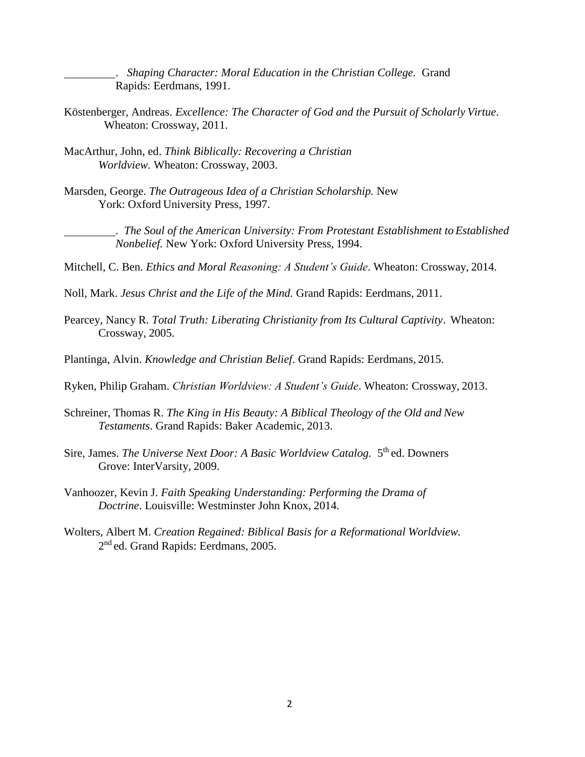\_\_\_\_\_\_\_\_\_. *Shaping Character: Moral Education in the Christian College.* Grand Rapids: Eerdmans, 1991.

Köstenberger, Andreas. *Excellence: The Character of God and the Pursuit of Scholarly Virtue*. Wheaton: Crossway, 2011.

MacArthur, John, ed. *Think Biblically: Recovering a Christian Worldview.* Wheaton: Crossway, 2003.

Marsden, George. *The Outrageous Idea of a Christian Scholarship.* New York: Oxford University Press, 1997.

\_\_\_\_\_\_\_\_\_. *The Soul of the American University: From Protestant Establishment to Established Nonbelief.* New York: Oxford University Press, 1994.

Mitchell, C. Ben. *Ethics and Moral Reasoning: A Student's Guide*. Wheaton: Crossway, 2014.

Noll, Mark. *Jesus Christ and the Life of the Mind.* Grand Rapids: Eerdmans, 2011.

Pearcey, Nancy R. *Total Truth: Liberating Christianity from Its Cultural Captivity*. Wheaton: Crossway, 2005.

Plantinga, Alvin. *Knowledge and Christian Belief*. Grand Rapids: Eerdmans, 2015.

Ryken, Philip Graham. *Christian Worldview: A Student's Guide*. Wheaton: Crossway, 2013.

Schreiner, Thomas R. *The King in His Beauty: A Biblical Theology of the Old and New Testaments*. Grand Rapids: Baker Academic, 2013.

Sire, James. *The Universe Next Door: A Basic Worldview Catalog.* 5th ed. Downers Grove: InterVarsity, 2009.

Vanhoozer, Kevin J. *Faith Speaking Understanding: Performing the Drama of Doctrine*. Louisville: Westminster John Knox, 2014.

Wolters, Albert M. *Creation Regained: Biblical Basis for a Reformational Worldview.* 2nd ed. Grand Rapids: Eerdmans, 2005.